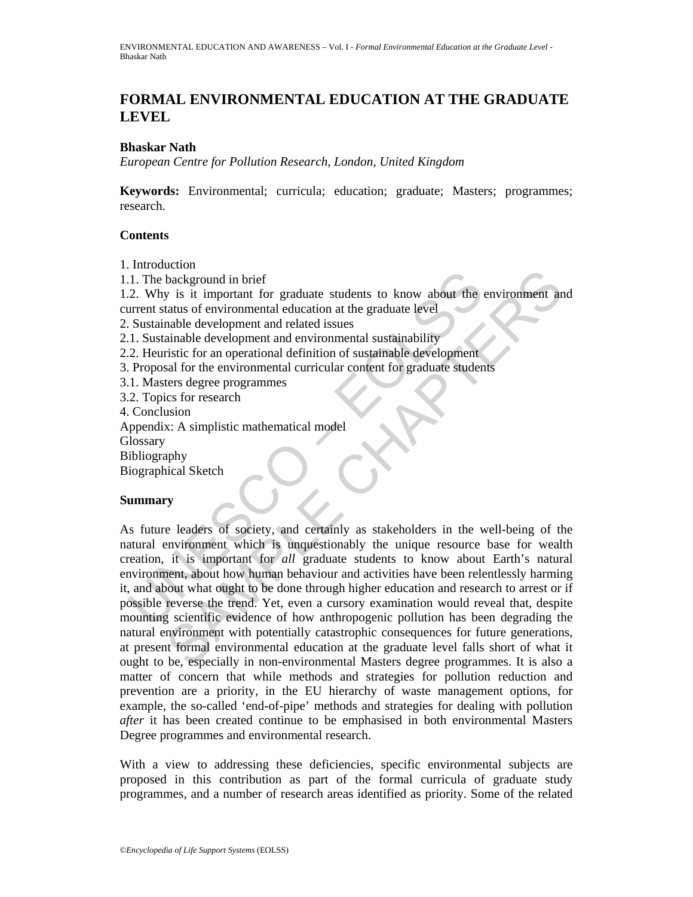# FORMAL ENVIRONMENTAL EDUCATION AT THE GRADUATE LEVEL

**Bhaskar Nath**

*European Centre for Pollution Research, London, United Kingdom*

**Keywords:** Environmental; curricula; education; graduate; Masters; programmes; research.

## Contents

1. Introduction
1.1. The background in brief
1.2. Why is it important for graduate students to know about the environment and current status of environmental education at the graduate level
2. Sustainable development and related issues
2.1. Sustainable development and environmental sustainability
2.2. Heuristic for an operational definition of sustainable development
3. Proposal for the environmental curricular content for graduate students
3.1. Masters degree programmes
3.2. Topics for research
4. Conclusion
Appendix: A simplistic mathematical model
Glossary
Bibliography
Biographical Sketch

## Summary

As future leaders of society, and certainly as stakeholders in the well-being of the natural environment which is unquestionably the unique resource base for wealth creation, it is important for *all* graduate students to know about Earth's natural environment, about how human behaviour and activities have been relentlessly harming it, and about what ought to be done through higher education and research to arrest or if possible reverse the trend. Yet, even a cursory examination would reveal that, despite mounting scientific evidence of how anthropogenic pollution has been degrading the natural environment with potentially catastrophic consequences for future generations, at present formal environmental education at the graduate level falls short of what it ought to be, especially in non-environmental Masters degree programmes. It is also a matter of concern that while methods and strategies for pollution reduction and prevention are a priority, in the EU hierarchy of waste management options, for example, the so-called 'end-of-pipe' methods and strategies for dealing with pollution *after* it has been created continue to be emphasised in both environmental Masters Degree programmes and environmental research.

With a view to addressing these deficiencies, specific environmental subjects are proposed in this contribution as part of the formal curricula of graduate study programmes, and a number of research areas identified as priority. Some of the related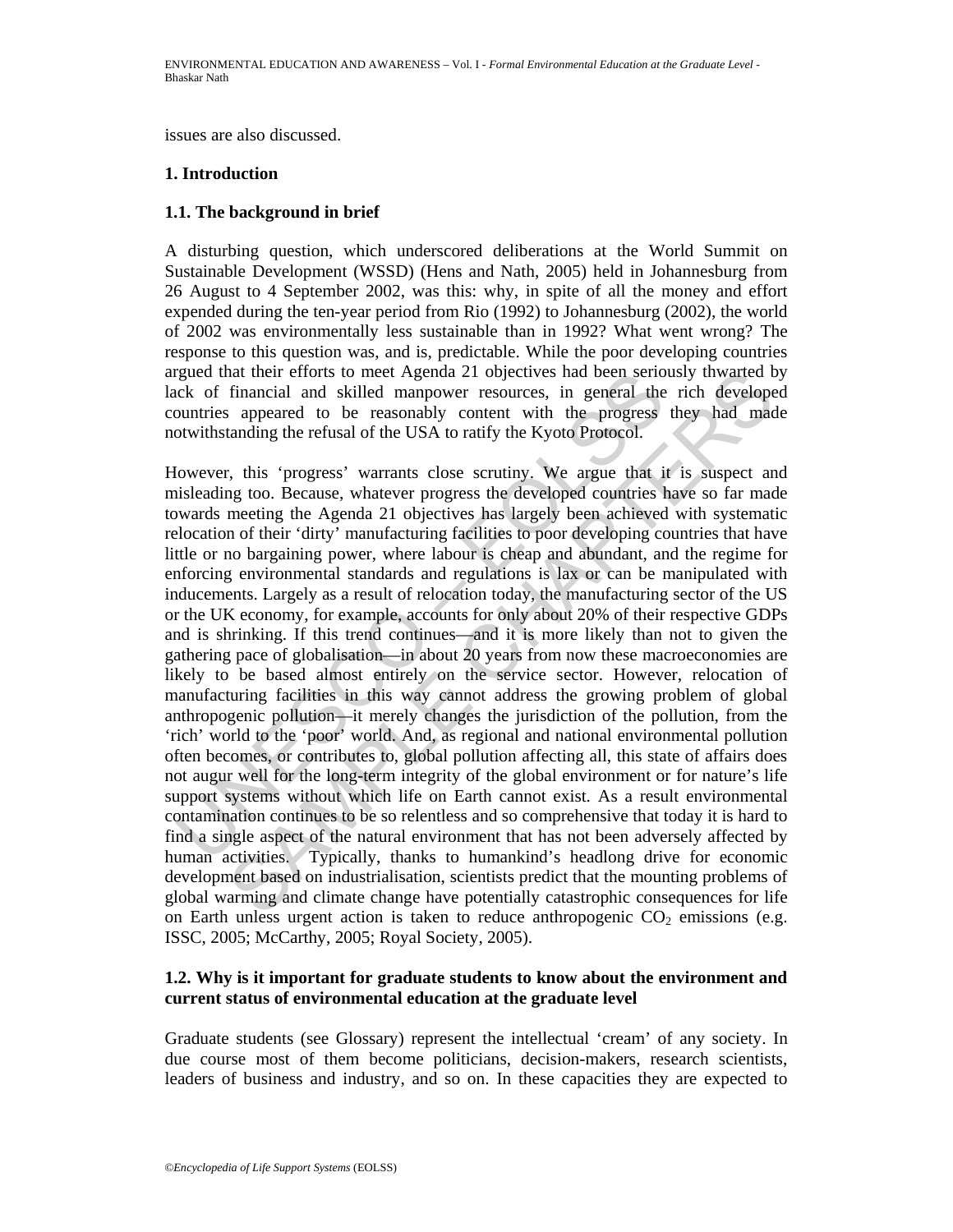issues are also discussed.

## 1. Introduction

### 1.1. The background in brief

A disturbing question, which underscored deliberations at the World Summit on Sustainable Development (WSSD) (Hens and Nath, 2005) held in Johannesburg from 26 August to 4 September 2002, was this: why, in spite of all the money and effort expended during the ten-year period from Rio (1992) to Johannesburg (2002), the world of 2002 was environmentally less sustainable than in 1992? What went wrong? The response to this question was, and is, predictable. While the poor developing countries argued that their efforts to meet Agenda 21 objectives had been seriously thwarted by lack of financial and skilled manpower resources, in general the rich developed countries appeared to be reasonably content with the progress they had made notwithstanding the refusal of the USA to ratify the Kyoto Protocol.

However, this 'progress' warrants close scrutiny. We argue that it is suspect and misleading too. Because, whatever progress the developed countries have so far made towards meeting the Agenda 21 objectives has largely been achieved with systematic relocation of their 'dirty' manufacturing facilities to poor developing countries that have little or no bargaining power, where labour is cheap and abundant, and the regime for enforcing environmental standards and regulations is lax or can be manipulated with inducements. Largely as a result of relocation today, the manufacturing sector of the US or the UK economy, for example, accounts for only about 20% of their respective GDPs and is shrinking. If this trend continues—and it is more likely than not to given the gathering pace of globalisation—in about 20 years from now these macroeconomies are likely to be based almost entirely on the service sector. However, relocation of manufacturing facilities in this way cannot address the growing problem of global anthropogenic pollution—it merely changes the jurisdiction of the pollution, from the 'rich' world to the 'poor' world. And, as regional and national environmental pollution often becomes, or contributes to, global pollution affecting all, this state of affairs does not augur well for the long-term integrity of the global environment or for nature's life support systems without which life on Earth cannot exist. As a result environmental contamination continues to be so relentless and so comprehensive that today it is hard to find a single aspect of the natural environment that has not been adversely affected by human activities. Typically, thanks to humankind's headlong drive for economic development based on industrialisation, scientists predict that the mounting problems of global warming and climate change have potentially catastrophic consequences for life on Earth unless urgent action is taken to reduce anthropogenic $CO_2$ emissions (e.g. ISSC, 2005; McCarthy, 2005; Royal Society, 2005).

### 1.2. Why is it important for graduate students to know about the environment and current status of environmental education at the graduate level

Graduate students (see Glossary) represent the intellectual 'cream' of any society. In due course most of them become politicians, decision-makers, research scientists, leaders of business and industry, and so on. In these capacities they are expected to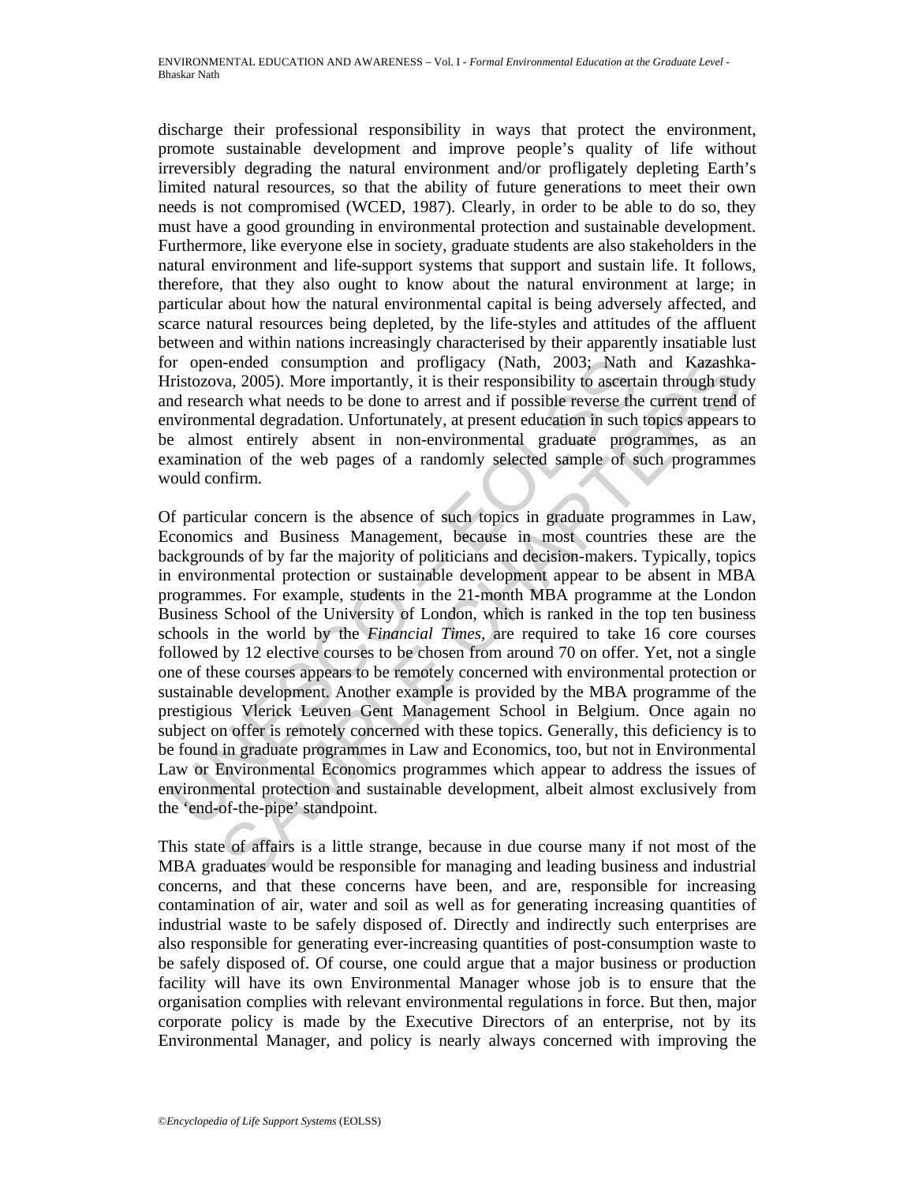discharge their professional responsibility in ways that protect the environment, promote sustainable development and improve people's quality of life without irreversibly degrading the natural environment and/or profligately depleting Earth's limited natural resources, so that the ability of future generations to meet their own needs is not compromised (WCED, 1987). Clearly, in order to be able to do so, they must have a good grounding in environmental protection and sustainable development. Furthermore, like everyone else in society, graduate students are also stakeholders in the natural environment and life-support systems that support and sustain life. It follows, therefore, that they also ought to know about the natural environment at large; in particular about how the natural environmental capital is being adversely affected, and scarce natural resources being depleted, by the life-styles and attitudes of the affluent between and within nations increasingly characterised by their apparently insatiable lust for open-ended consumption and profligacy (Nath, 2003; Nath and Kazashka-Hristozova, 2005). More importantly, it is their responsibility to ascertain through study and research what needs to be done to arrest and if possible reverse the current trend of environmental degradation. Unfortunately, at present education in such topics appears to be almost entirely absent in non-environmental graduate programmes, as an examination of the web pages of a randomly selected sample of such programmes would confirm.

Of particular concern is the absence of such topics in graduate programmes in Law, Economics and Business Management, because in most countries these are the backgrounds of by far the majority of politicians and decision-makers. Typically, topics in environmental protection or sustainable development appear to be absent in MBA programmes. For example, students in the 21-month MBA programme at the London Business School of the University of London, which is ranked in the top ten business schools in the world by the *Financial Times,* are required to take 16 core courses followed by 12 elective courses to be chosen from around 70 on offer. Yet, not a single one of these courses appears to be remotely concerned with environmental protection or sustainable development. Another example is provided by the MBA programme of the prestigious Vlerick Leuven Gent Management School in Belgium. Once again no subject on offer is remotely concerned with these topics. Generally, this deficiency is to be found in graduate programmes in Law and Economics, too, but not in Environmental Law or Environmental Economics programmes which appear to address the issues of environmental protection and sustainable development, albeit almost exclusively from the 'end-of-the-pipe' standpoint.

This state of affairs is a little strange, because in due course many if not most of the MBA graduates would be responsible for managing and leading business and industrial concerns, and that these concerns have been, and are, responsible for increasing contamination of air, water and soil as well as for generating increasing quantities of industrial waste to be safely disposed of. Directly and indirectly such enterprises are also responsible for generating ever-increasing quantities of post-consumption waste to be safely disposed of. Of course, one could argue that a major business or production facility will have its own Environmental Manager whose job is to ensure that the organisation complies with relevant environmental regulations in force. But then, major corporate policy is made by the Executive Directors of an enterprise, not by its Environmental Manager, and policy is nearly always concerned with improving the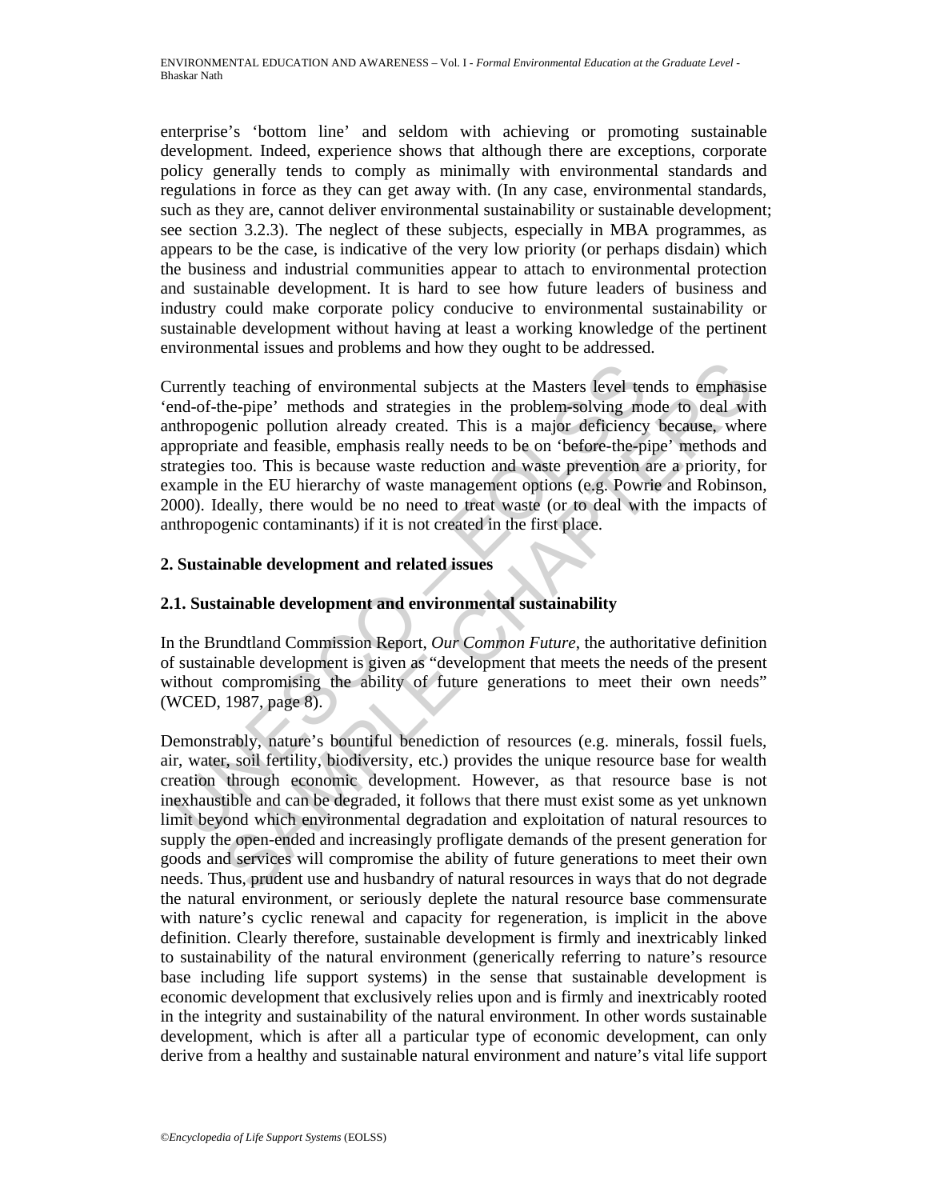enterprise's 'bottom line' and seldom with achieving or promoting sustainable development. Indeed, experience shows that although there are exceptions, corporate policy generally tends to comply as minimally with environmental standards and regulations in force as they can get away with. (In any case, environmental standards, such as they are, cannot deliver environmental sustainability or sustainable development; see section 3.2.3). The neglect of these subjects, especially in MBA programmes, as appears to be the case, is indicative of the very low priority (or perhaps disdain) which the business and industrial communities appear to attach to environmental protection and sustainable development. It is hard to see how future leaders of business and industry could make corporate policy conducive to environmental sustainability or sustainable development without having at least a working knowledge of the pertinent environmental issues and problems and how they ought to be addressed.

Currently teaching of environmental subjects at the Masters level tends to emphasise 'end-of-the-pipe' methods and strategies in the problem-solving mode to deal with anthropogenic pollution already created. This is a major deficiency because, where appropriate and feasible, emphasis really needs to be on 'before-the-pipe' methods and strategies too. This is because waste reduction and waste prevention are a priority, for example in the EU hierarchy of waste management options (e.g. Powrie and Robinson, 2000). Ideally, there would be no need to treat waste (or to deal with the impacts of anthropogenic contaminants) if it is not created in the first place.

## 2. Sustainable development and related issues

### 2.1. Sustainable development and environmental sustainability

In the Brundtland Commission Report, *Our Common Future*, the authoritative definition of sustainable development is given as "development that meets the needs of the present without compromising the ability of future generations to meet their own needs" (WCED, 1987, page 8).

Demonstrably, nature's bountiful benediction of resources (e.g. minerals, fossil fuels, air, water, soil fertility, biodiversity, etc.) provides the unique resource base for wealth creation through economic development. However, as that resource base is not inexhaustible and can be degraded, it follows that there must exist some as yet unknown limit beyond which environmental degradation and exploitation of natural resources to supply the open-ended and increasingly profligate demands of the present generation for goods and services will compromise the ability of future generations to meet their own needs. Thus, prudent use and husbandry of natural resources in ways that do not degrade the natural environment, or seriously deplete the natural resource base commensurate with nature's cyclic renewal and capacity for regeneration, is implicit in the above definition. Clearly therefore, sustainable development is firmly and inextricably linked to sustainability of the natural environment (generically referring to nature's resource base including life support systems) in the sense that sustainable development is economic development that exclusively relies upon and is firmly and inextricably rooted in the integrity and sustainability of the natural environment*.* In other words sustainable development, which is after all a particular type of economic development, can only derive from a healthy and sustainable natural environment and nature's vital life support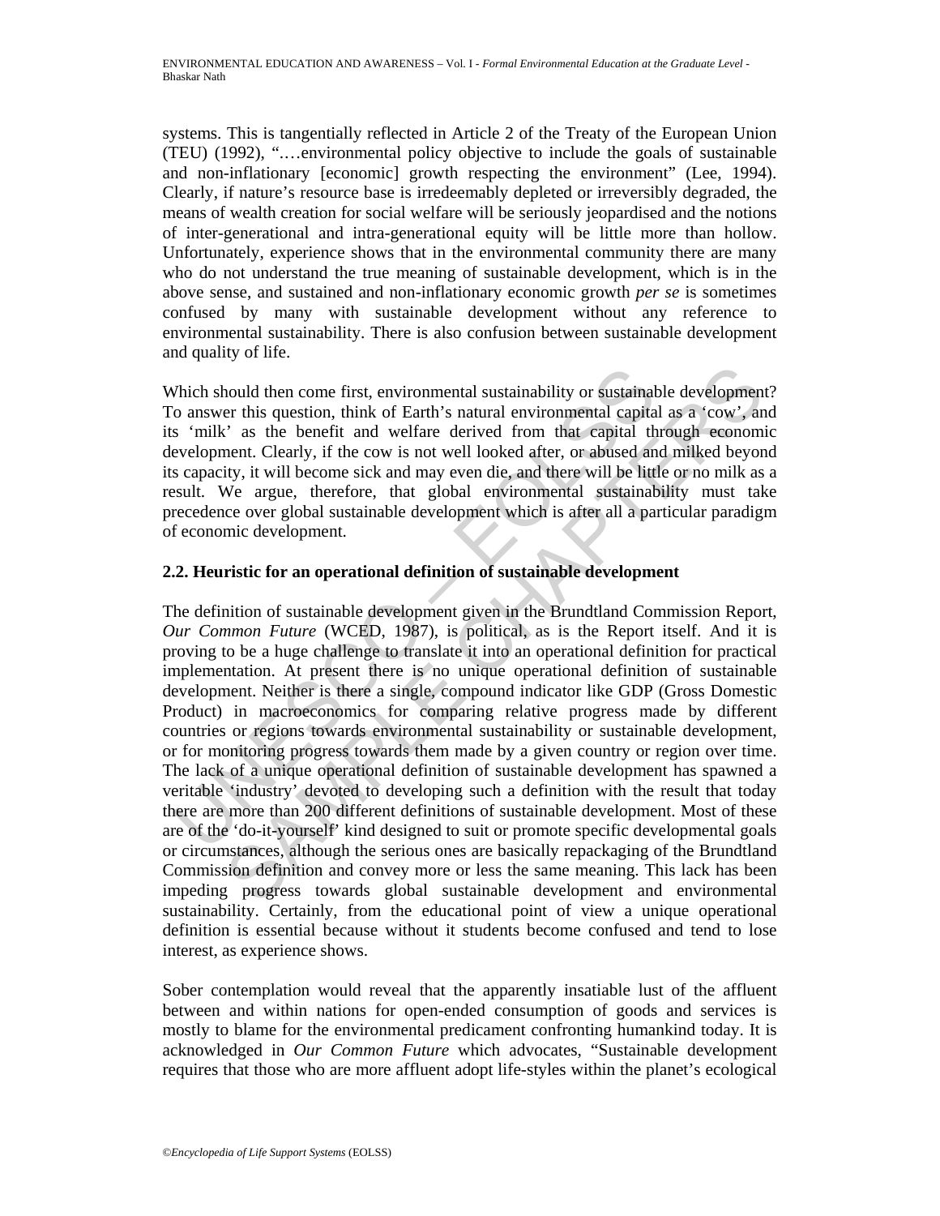systems. This is tangentially reflected in Article 2 of the Treaty of the European Union (TEU) (1992), "….environmental policy objective to include the goals of sustainable and non-inflationary [economic] growth respecting the environment" (Lee, 1994). Clearly, if nature's resource base is irredeemably depleted or irreversibly degraded, the means of wealth creation for social welfare will be seriously jeopardised and the notions of inter-generational and intra-generational equity will be little more than hollow. Unfortunately, experience shows that in the environmental community there are many who do not understand the true meaning of sustainable development, which is in the above sense, and sustained and non-inflationary economic growth *per se* is sometimes confused by many with sustainable development without any reference to environmental sustainability. There is also confusion between sustainable development and quality of life.

Which should then come first, environmental sustainability or sustainable development? To answer this question, think of Earth's natural environmental capital as a 'cow', and its 'milk' as the benefit and welfare derived from that capital through economic development. Clearly, if the cow is not well looked after, or abused and milked beyond its capacity, it will become sick and may even die, and there will be little or no milk as a result. We argue, therefore, that global environmental sustainability must take precedence over global sustainable development which is after all a particular paradigm of economic development.

## 2.2. Heuristic for an operational definition of sustainable development

The definition of sustainable development given in the Brundtland Commission Report, *Our Common Future* (WCED, 1987), is political, as is the Report itself. And it is proving to be a huge challenge to translate it into an operational definition for practical implementation. At present there is no unique operational definition of sustainable development. Neither is there a single, compound indicator like GDP (Gross Domestic Product) in macroeconomics for comparing relative progress made by different countries or regions towards environmental sustainability or sustainable development, or for monitoring progress towards them made by a given country or region over time. The lack of a unique operational definition of sustainable development has spawned a veritable 'industry' devoted to developing such a definition with the result that today there are more than 200 different definitions of sustainable development. Most of these are of the 'do-it-yourself' kind designed to suit or promote specific developmental goals or circumstances, although the serious ones are basically repackaging of the Brundtland Commission definition and convey more or less the same meaning. This lack has been impeding progress towards global sustainable development and environmental sustainability. Certainly, from the educational point of view a unique operational definition is essential because without it students become confused and tend to lose interest, as experience shows.

Sober contemplation would reveal that the apparently insatiable lust of the affluent between and within nations for open-ended consumption of goods and services is mostly to blame for the environmental predicament confronting humankind today. It is acknowledged in *Our Common Future* which advocates, "Sustainable development requires that those who are more affluent adopt life-styles within the planet's ecological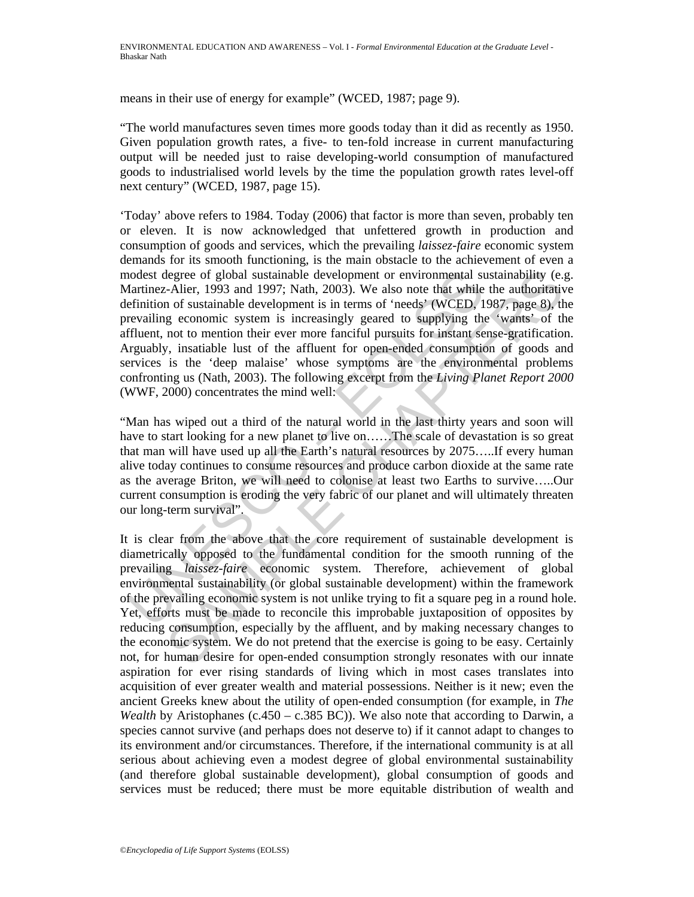means in their use of energy for example" (WCED, 1987; page 9).

"The world manufactures seven times more goods today than it did as recently as 1950. Given population growth rates, a five- to ten-fold increase in current manufacturing output will be needed just to raise developing-world consumption of manufactured goods to industrialised world levels by the time the population growth rates level-off next century" (WCED, 1987, page 15).

'Today' above refers to 1984. Today (2006) that factor is more than seven, probably ten or eleven. It is now acknowledged that unfettered growth in production and consumption of goods and services, which the prevailing *laissez-faire* economic system demands for its smooth functioning, is the main obstacle to the achievement of even a modest degree of global sustainable development or environmental sustainability (e.g. Martinez-Alier, 1993 and 1997; Nath, 2003). We also note that while the authoritative definition of sustainable development is in terms of 'needs' (WCED, 1987, page 8), the prevailing economic system is increasingly geared to supplying the 'wants' of the affluent, not to mention their ever more fanciful pursuits for instant sense-gratification. Arguably, insatiable lust of the affluent for open-ended consumption of goods and services is the 'deep malaise' whose symptoms are the environmental problems confronting us (Nath, 2003). The following excerpt from the *Living Planet Report 2000* (WWF, 2000) concentrates the mind well:

"Man has wiped out a third of the natural world in the last thirty years and soon will have to start looking for a new planet to live on……The scale of devastation is so great that man will have used up all the Earth's natural resources by 2075…..If every human alive today continues to consume resources and produce carbon dioxide at the same rate as the average Briton, we will need to colonise at least two Earths to survive…..Our current consumption is eroding the very fabric of our planet and will ultimately threaten our long-term survival".

It is clear from the above that the core requirement of sustainable development is diametrically opposed to the fundamental condition for the smooth running of the prevailing *laissez-faire* economic system. Therefore, achievement of global environmental sustainability (or global sustainable development) within the framework of the prevailing economic system is not unlike trying to fit a square peg in a round hole. Yet, efforts must be made to reconcile this improbable juxtaposition of opposites by reducing consumption, especially by the affluent, and by making necessary changes to the economic system. We do not pretend that the exercise is going to be easy. Certainly not, for human desire for open-ended consumption strongly resonates with our innate aspiration for ever rising standards of living which in most cases translates into acquisition of ever greater wealth and material possessions. Neither is it new; even the ancient Greeks knew about the utility of open-ended consumption (for example, in *The Wealth* by Aristophanes (c.450 – c.385 BC)). We also note that according to Darwin, a species cannot survive (and perhaps does not deserve to) if it cannot adapt to changes to its environment and/or circumstances. Therefore, if the international community is at all serious about achieving even a modest degree of global environmental sustainability (and therefore global sustainable development), global consumption of goods and services must be reduced; there must be more equitable distribution of wealth and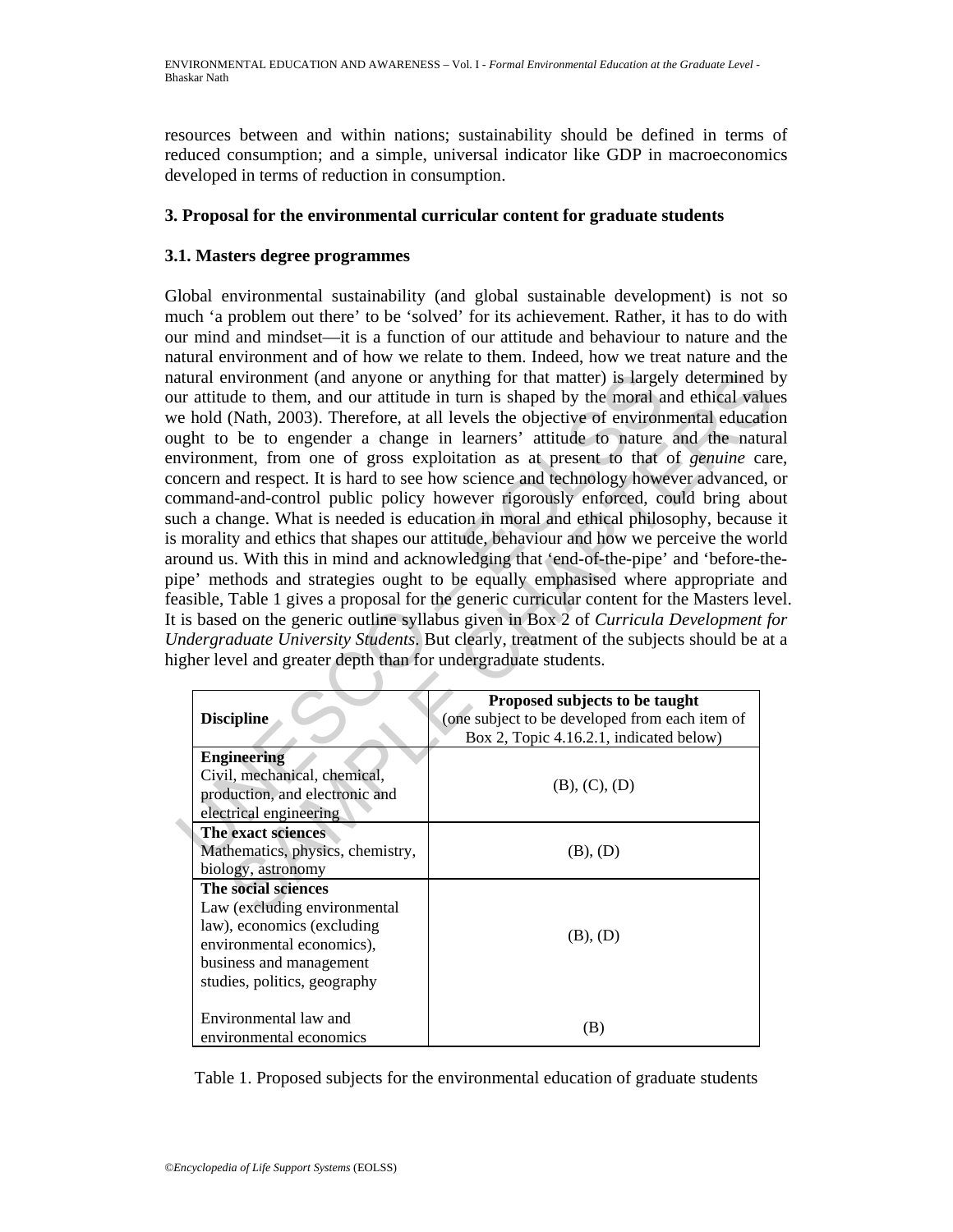resources between and within nations; sustainability should be defined in terms of reduced consumption; and a simple, universal indicator like GDP in macroeconomics developed in terms of reduction in consumption.

## 3. Proposal for the environmental curricular content for graduate students

### 3.1. Masters degree programmes

Global environmental sustainability (and global sustainable development) is not so much 'a problem out there' to be 'solved' for its achievement. Rather, it has to do with our mind and mindset—it is a function of our attitude and behaviour to nature and the natural environment and of how we relate to them. Indeed, how we treat nature and the natural environment (and anyone or anything for that matter) is largely determined by our attitude to them, and our attitude in turn is shaped by the moral and ethical values we hold (Nath, 2003). Therefore, at all levels the objective of environmental education ought to be to engender a change in learners' attitude to nature and the natural environment, from one of gross exploitation as at present to that of *genuine* care, concern and respect. It is hard to see how science and technology however advanced, or command-and-control public policy however rigorously enforced, could bring about such a change. What is needed is education in moral and ethical philosophy, because it is morality and ethics that shapes our attitude, behaviour and how we perceive the world around us. With this in mind and acknowledging that 'end-of-the-pipe' and 'before-the-pipe' methods and strategies ought to be equally emphasised where appropriate and feasible, Table 1 gives a proposal for the generic curricular content for the Masters level. It is based on the generic outline syllabus given in Box 2 of *Curricula Development for Undergraduate University Students*. But clearly, treatment of the subjects should be at a higher level and greater depth than for undergraduate students.

| **Discipline** | **Proposed subjects to be taught** (one subject to be developed from each item of Box 2, Topic 4.16.2.1, indicated below) |
|---|---|
| **Engineering** Civil, mechanical, chemical, production, and electronic and electrical engineering | (B), (C), (D) |
| **The exact sciences** Mathematics, physics, chemistry, biology, astronomy | (B), (D) |
| **The social sciences** Law (excluding environmental law), economics (excluding environmental economics), business and management studies, politics, geography | (B), (D) |
| Environmental law and environmental economics | (B) |

Table 1. Proposed subjects for the environmental education of graduate students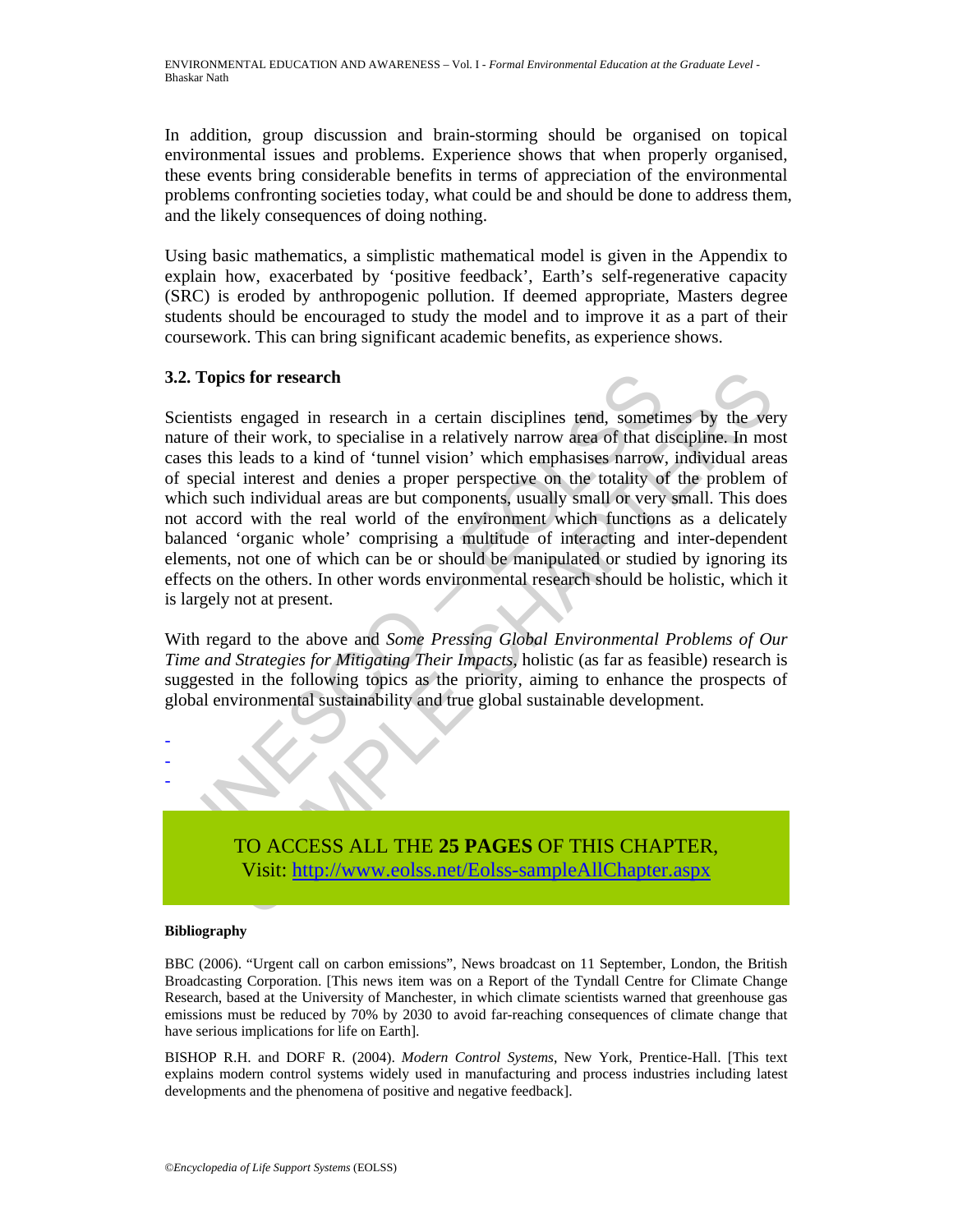In addition, group discussion and brain-storming should be organised on topical environmental issues and problems. Experience shows that when properly organised, these events bring considerable benefits in terms of appreciation of the environmental problems confronting societies today, what could be and should be done to address them, and the likely consequences of doing nothing.

Using basic mathematics, a simplistic mathematical model is given in the Appendix to explain how, exacerbated by 'positive feedback', Earth's self-regenerative capacity (SRC) is eroded by anthropogenic pollution. If deemed appropriate, Masters degree students should be encouraged to study the model and to improve it as a part of their coursework. This can bring significant academic benefits, as experience shows.

### 3.2. Topics for research

Scientists engaged in research in a certain disciplines tend, sometimes by the very nature of their work, to specialise in a relatively narrow area of that discipline. In most cases this leads to a kind of 'tunnel vision' which emphasises narrow, individual areas of special interest and denies a proper perspective on the totality of the problem of which such individual areas are but components, usually small or very small. This does not accord with the real world of the environment which functions as a delicately balanced 'organic whole' comprising a multitude of interacting and inter-dependent elements, not one of which can be or should be manipulated or studied by ignoring its effects on the others. In other words environmental research should be holistic, which it is largely not at present.

With regard to the above and *Some Pressing Global Environmental Problems of Our Time and Strategies for Mitigating Their Impacts,* holistic (as far as feasible) research is suggested in the following topics as the priority, aiming to enhance the prospects of global environmental sustainability and true global sustainable development.

-
-
-

TO ACCESS ALL THE **25 PAGES** OF THIS CHAPTER,
Visit: http://www.eolss.net/Eolss-sampleAllChapter.aspx

#### Bibliography

BBC (2006). "Urgent call on carbon emissions", News broadcast on 11 September, London, the British Broadcasting Corporation. [This news item was on a Report of the Tyndall Centre for Climate Change Research, based at the University of Manchester, in which climate scientists warned that greenhouse gas emissions must be reduced by 70% by 2030 to avoid far-reaching consequences of climate change that have serious implications for life on Earth].

BISHOP R.H. and DORF R. (2004). *Modern Control Systems*, New York, Prentice-Hall. [This text explains modern control systems widely used in manufacturing and process industries including latest developments and the phenomena of positive and negative feedback].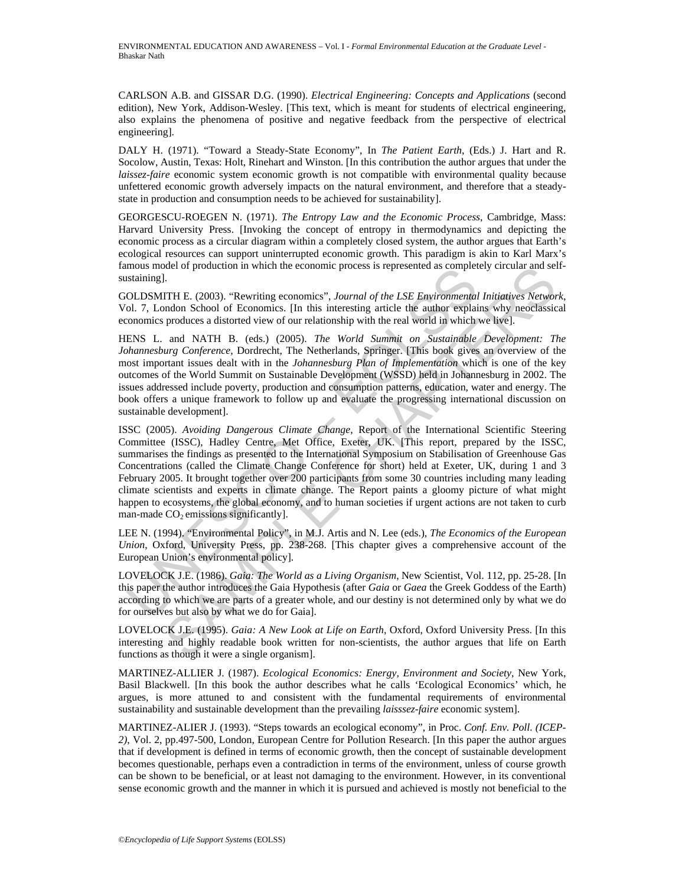CARLSON A.B. and GISSAR D.G. (1990). *Electrical Engineering: Concepts and Applications* (second edition), New York, Addison-Wesley. [This text, which is meant for students of electrical engineering, also explains the phenomena of positive and negative feedback from the perspective of electrical engineering].

DALY H. (1971). "Toward a Steady-State Economy", In *The Patient Earth*, (Eds.) J. Hart and R. Socolow, Austin, Texas: Holt, Rinehart and Winston. [In this contribution the author argues that under the *laissez-faire* economic system economic growth is not compatible with environmental quality because unfettered economic growth adversely impacts on the natural environment, and therefore that a steady-state in production and consumption needs to be achieved for sustainability].

GEORGESCU-ROEGEN N. (1971). *The Entropy Law and the Economic Process*, Cambridge, Mass: Harvard University Press. [Invoking the concept of entropy in thermodynamics and depicting the economic process as a circular diagram within a completely closed system, the author argues that Earth's ecological resources can support uninterrupted economic growth. This paradigm is akin to Karl Marx's famous model of production in which the economic process is represented as completely circular and self-sustaining].

GOLDSMITH E. (2003). "Rewriting economics", *Journal of the LSE Environmental Initiatives Network*, Vol. 7, London School of Economics. [In this interesting article the author explains why neoclassical economics produces a distorted view of our relationship with the real world in which we live].

HENS L. and NATH B. (eds.) (2005). *The World Summit on Sustainable Development: The Johannesburg Conference*, Dordrecht, The Netherlands, Springer. [This book gives an overview of the most important issues dealt with in the *Johannesburg Plan of Implementation* which is one of the key outcomes of the World Summit on Sustainable Development (WSSD) held in Johannesburg in 2002. The issues addressed include poverty, production and consumption patterns, education, water and energy. The book offers a unique framework to follow up and evaluate the progressing international discussion on sustainable development].

ISSC (2005). *Avoiding Dangerous Climate Change*, Report of the International Scientific Steering Committee (ISSC), Hadley Centre, Met Office, Exeter, UK. [This report, prepared by the ISSC, summarises the findings as presented to the International Symposium on Stabilisation of Greenhouse Gas Concentrations (called the Climate Change Conference for short) held at Exeter, UK, during 1 and 3 February 2005. It brought together over 200 participants from some 30 countries including many leading climate scientists and experts in climate change. The Report paints a gloomy picture of what might happen to ecosystems, the global economy, and to human societies if urgent actions are not taken to curb man-made $CO_2$ emissions significantly].

LEE N. (1994). "Environmental Policy", in M.J. Artis and N. Lee (eds.), *The Economics of the European Union*, Oxford, University Press, pp. 238-268. [This chapter gives a comprehensive account of the European Union's environmental policy].

LOVELOCK J.E. (1986). *Gaia: The World as a Living Organism*, New Scientist, Vol. 112, pp. 25-28. [In this paper the author introduces the Gaia Hypothesis (after *Gaia* or *Gaea* the Greek Goddess of the Earth) according to which we are parts of a greater whole, and our destiny is not determined only by what we do for ourselves but also by what we do for Gaia].

LOVELOCK J.E. (1995). *Gaia: A New Look at Life on Earth*, Oxford, Oxford University Press. [In this interesting and highly readable book written for non-scientists, the author argues that life on Earth functions as though it were a single organism].

MARTINEZ-ALLIER J. (1987). *Ecological Economics: Energy, Environment and Society*, New York, Basil Blackwell. [In this book the author describes what he calls 'Ecological Economics' which, he argues, is more attuned to and consistent with the fundamental requirements of environmental sustainability and sustainable development than the prevailing *laisssez-faire* economic system].

MARTINEZ-ALIER J. (1993). "Steps towards an ecological economy", in Proc. *Conf. Env. Poll. (ICEP-2)*, Vol. 2, pp.497-500, London, European Centre for Pollution Research. [In this paper the author argues that if development is defined in terms of economic growth, then the concept of sustainable development becomes questionable, perhaps even a contradiction in terms of the environment, unless of course growth can be shown to be beneficial, or at least not damaging to the environment. However, in its conventional sense economic growth and the manner in which it is pursued and achieved is mostly not beneficial to the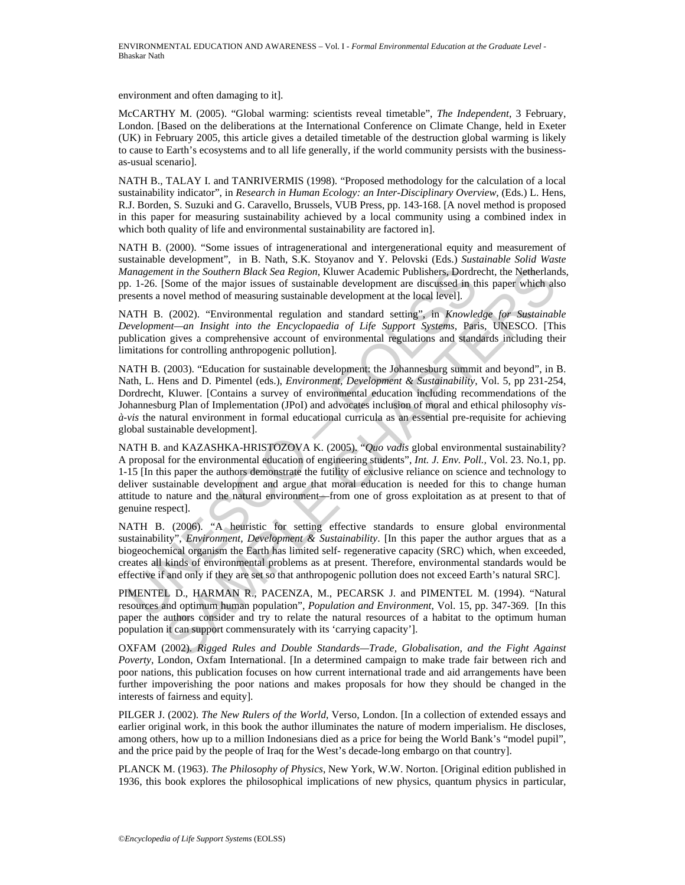environment and often damaging to it].

McCARTHY M. (2005). "Global warming: scientists reveal timetable", *The Independent*, 3 February, London. [Based on the deliberations at the International Conference on Climate Change, held in Exeter (UK) in February 2005, this article gives a detailed timetable of the destruction global warming is likely to cause to Earth's ecosystems and to all life generally, if the world community persists with the business-as-usual scenario].

NATH B., TALAY I. and TANRIVERMIS (1998). "Proposed methodology for the calculation of a local sustainability indicator", in *Research in Human Ecology: an Inter-Disciplinary Overview*, (Eds.) L. Hens, R.J. Borden, S. Suzuki and G. Caravello, Brussels, VUB Press, pp. 143-168. [A novel method is proposed in this paper for measuring sustainability achieved by a local community using a combined index in which both quality of life and environmental sustainability are factored in].

NATH B. (2000). "Some issues of intragenerational and intergenerational equity and measurement of sustainable development", in B. Nath, S.K. Stoyanov and Y. Pelovski (Eds.) *Sustainable Solid Waste Management in the Southern Black Sea Region*, Kluwer Academic Publishers, Dordrecht, the Netherlands, pp. 1-26. [Some of the major issues of sustainable development are discussed in this paper which also presents a novel method of measuring sustainable development at the local level].

NATH B. (2002). "Environmental regulation and standard setting", in *Knowledge for Sustainable Development—an Insight into the Encyclopaedia of Life Support Systems*, Paris, UNESCO. [This publication gives a comprehensive account of environmental regulations and standards including their limitations for controlling anthropogenic pollution].

NATH B. (2003). "Education for sustainable development: the Johannesburg summit and beyond", in B. Nath, L. Hens and D. Pimentel (eds.), *Environment, Development & Sustainability*, Vol. 5, pp 231-254, Dordrecht, Kluwer. [Contains a survey of environmental education including recommendations of the Johannesburg Plan of Implementation (JPoI) and advocates inclusion of moral and ethical philosophy *vis-à-vis* the natural environment in formal educational curricula as an essential pre-requisite for achieving global sustainable development].

NATH B. and KAZASHKA-HRISTOZOVA K. (2005). "*Quo vadis* global environmental sustainability? A proposal for the environmental education of engineering students", *Int. J. Env. Poll.*, Vol. 23. No.1, pp. 1-15 [In this paper the authors demonstrate the futility of exclusive reliance on science and technology to deliver sustainable development and argue that moral education is needed for this to change human attitude to nature and the natural environment—from one of gross exploitation as at present to that of genuine respect].

NATH B. (2006). "A heuristic for setting effective standards to ensure global environmental sustainability", *Environment, Development & Sustainability*. [In this paper the author argues that as a biogeochemical organism the Earth has limited self- regenerative capacity (SRC) which, when exceeded, creates all kinds of environmental problems as at present. Therefore, environmental standards would be effective if and only if they are set so that anthropogenic pollution does not exceed Earth's natural SRC].

PIMENTEL D., HARMAN R., PACENZA, M., PECARSK J. and PIMENTEL M. (1994). "Natural resources and optimum human population", *Population and Environment*, Vol. 15, pp. 347-369. [In this paper the authors consider and try to relate the natural resources of a habitat to the optimum human population it can support commensurately with its 'carrying capacity'].

OXFAM (2002). *Rigged Rules and Double Standards—Trade, Globalisation, and the Fight Against Poverty*, London, Oxfam International. [In a determined campaign to make trade fair between rich and poor nations, this publication focuses on how current international trade and aid arrangements have been further impoverishing the poor nations and makes proposals for how they should be changed in the interests of fairness and equity].

PILGER J. (2002). *The New Rulers of the World*, Verso, London. [In a collection of extended essays and earlier original work, in this book the author illuminates the nature of modern imperialism. He discloses, among others, how up to a million Indonesians died as a price for being the World Bank's "model pupil", and the price paid by the people of Iraq for the West's decade-long embargo on that country].

PLANCK M. (1963). *The Philosophy of Physics*, New York, W.W. Norton. [Original edition published in 1936, this book explores the philosophical implications of new physics, quantum physics in particular,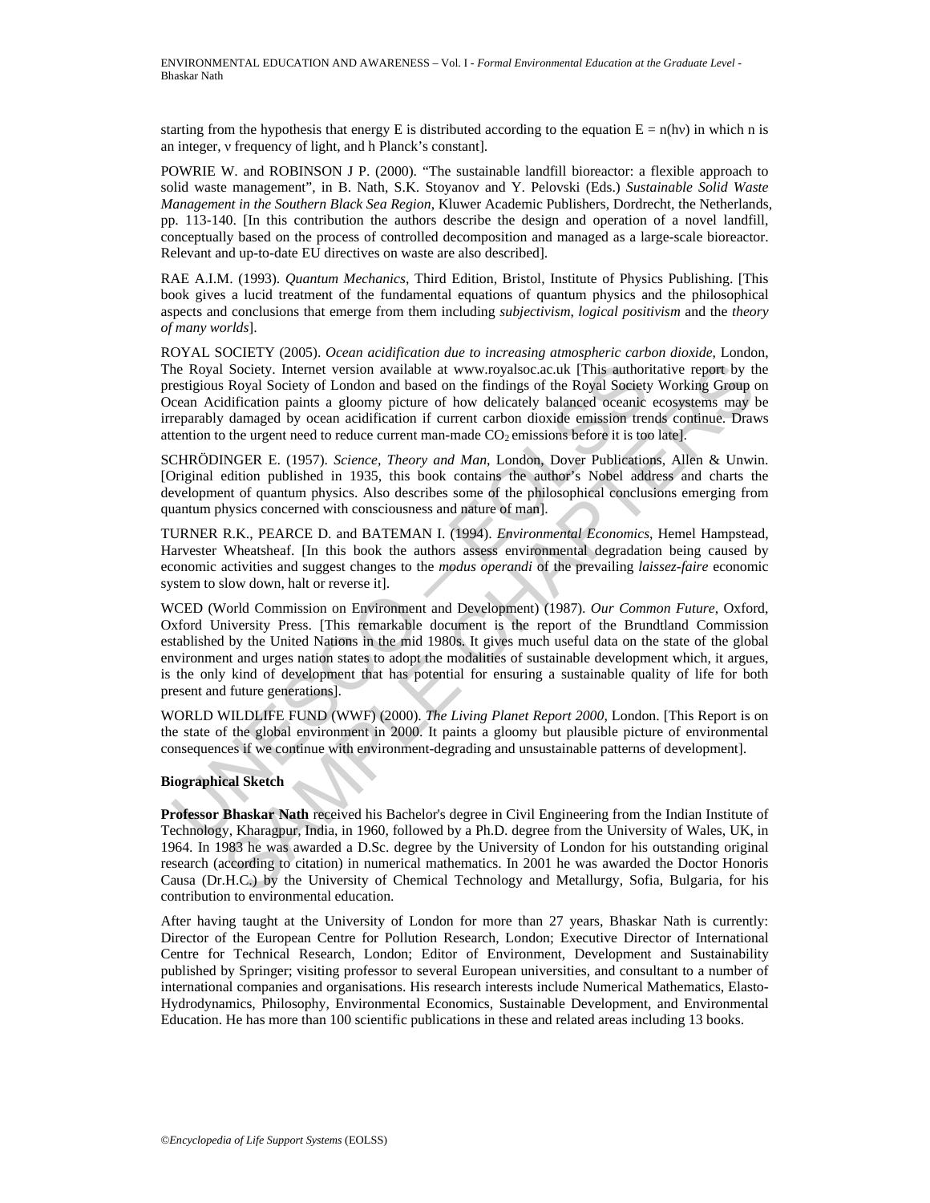starting from the hypothesis that energy E is distributed according to the equation $E = n(h\nu)$ in which n is an integer, ν frequency of light, and h Planck's constant].

POWRIE W. and ROBINSON J P. (2000). "The sustainable landfill bioreactor: a flexible approach to solid waste management", in B. Nath, S.K. Stoyanov and Y. Pelovski (Eds.) *Sustainable Solid Waste Management in the Southern Black Sea Region*, Kluwer Academic Publishers, Dordrecht, the Netherlands, pp. 113-140. [In this contribution the authors describe the design and operation of a novel landfill, conceptually based on the process of controlled decomposition and managed as a large-scale bioreactor. Relevant and up-to-date EU directives on waste are also described].

RAE A.I.M. (1993). *Quantum Mechanics*, Third Edition, Bristol, Institute of Physics Publishing. [This book gives a lucid treatment of the fundamental equations of quantum physics and the philosophical aspects and conclusions that emerge from them including *subjectivism*, *logical positivism* and the *theory of many worlds*].

ROYAL SOCIETY (2005). *Ocean acidification due to increasing atmospheric carbon dioxide*, London, The Royal Society. Internet version available at www.royalsoc.ac.uk [This authoritative report by the prestigious Royal Society of London and based on the findings of the Royal Society Working Group on Ocean Acidification paints a gloomy picture of how delicately balanced oceanic ecosystems may be irreparably damaged by ocean acidification if current carbon dioxide emission trends continue. Draws attention to the urgent need to reduce current man-made $CO_2$ emissions before it is too late].

SCHRÖDINGER E. (1957). *Science, Theory and Man*, London, Dover Publications, Allen & Unwin. [Original edition published in 1935, this book contains the author's Nobel address and charts the development of quantum physics. Also describes some of the philosophical conclusions emerging from quantum physics concerned with consciousness and nature of man].

TURNER R.K., PEARCE D. and BATEMAN I. (1994). *Environmental Economics*, Hemel Hampstead, Harvester Wheatsheaf. [In this book the authors assess environmental degradation being caused by economic activities and suggest changes to the *modus operandi* of the prevailing *laissez-faire* economic system to slow down, halt or reverse it].

WCED (World Commission on Environment and Development) (1987). *Our Common Future*, Oxford, Oxford University Press. [This remarkable document is the report of the Brundtland Commission established by the United Nations in the mid 1980s. It gives much useful data on the state of the global environment and urges nation states to adopt the modalities of sustainable development which, it argues, is the only kind of development that has potential for ensuring a sustainable quality of life for both present and future generations].

WORLD WILDLIFE FUND (WWF) (2000). *The Living Planet Report 2000*, London. [This Report is on the state of the global environment in 2000. It paints a gloomy but plausible picture of environmental consequences if we continue with environment-degrading and unsustainable patterns of development].

**Biographical Sketch**

**Professor Bhaskar Nath** received his Bachelor's degree in Civil Engineering from the Indian Institute of Technology, Kharagpur, India, in 1960, followed by a Ph.D. degree from the University of Wales, UK, in 1964. In 1983 he was awarded a D.Sc. degree by the University of London for his outstanding original research (according to citation) in numerical mathematics. In 2001 he was awarded the Doctor Honoris Causa (Dr.H.C.) by the University of Chemical Technology and Metallurgy, Sofia, Bulgaria, for his contribution to environmental education.

After having taught at the University of London for more than 27 years, Bhaskar Nath is currently: Director of the European Centre for Pollution Research, London; Executive Director of International Centre for Technical Research, London; Editor of Environment, Development and Sustainability published by Springer; visiting professor to several European universities, and consultant to a number of international companies and organisations. His research interests include Numerical Mathematics, Elasto-Hydrodynamics, Philosophy, Environmental Economics, Sustainable Development, and Environmental Education. He has more than 100 scientific publications in these and related areas including 13 books.